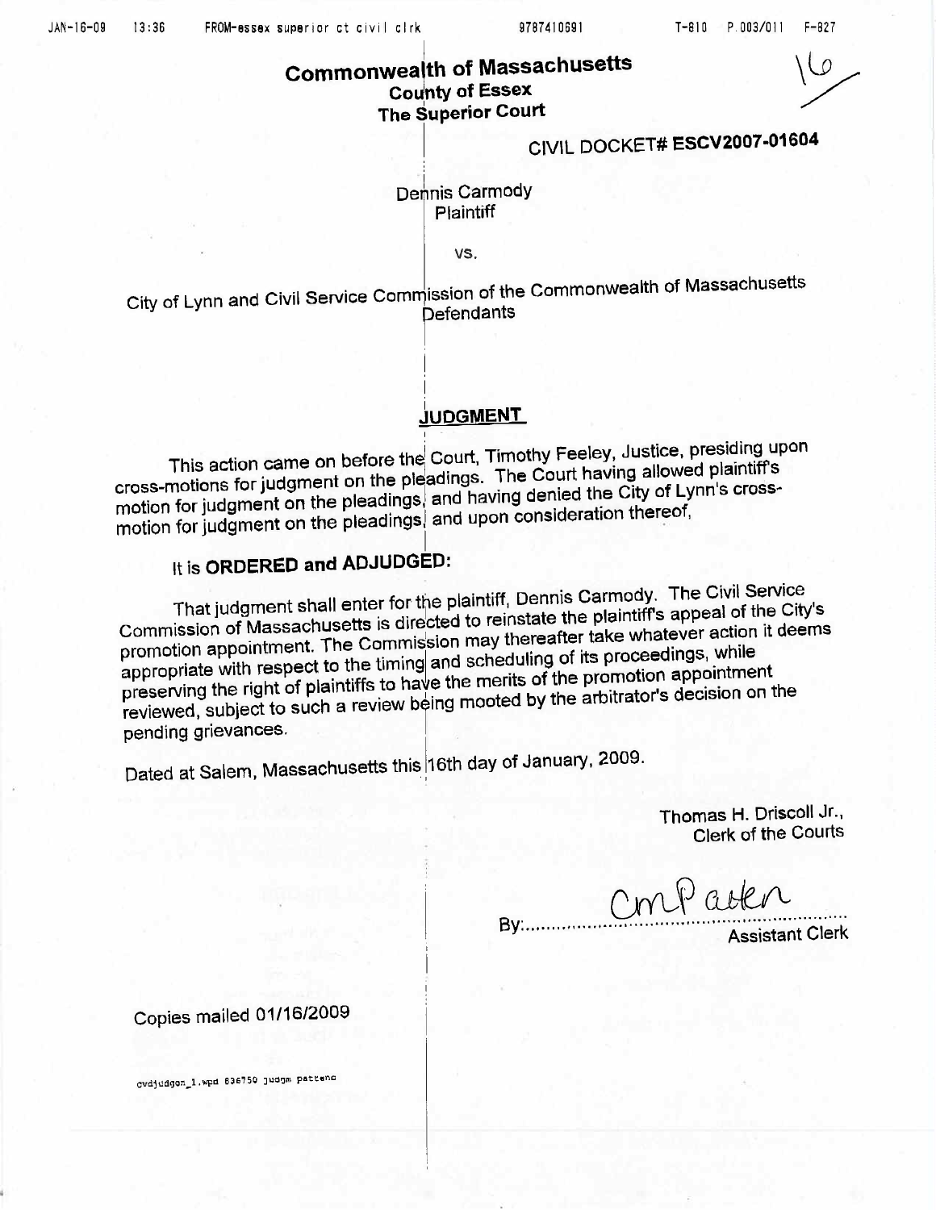# Commonwealth of Massachusetts
## County of Essex
## The Superior Court

CIVIL DOCKET# **ESCV2007-01604**

Dennis Carmody
Plaintiff

vs.

City of Lynn and Civil Service Commission of the Commonwealth of Massachusetts
Defendants

## JUDGMENT

This action came on before the Court, Timothy Feeley, Justice, presiding upon cross-motions for judgment on the pleadings. The Court having allowed plaintiff's motion for judgment on the pleadings, and having denied the City of Lynn's cross-motion for judgment on the pleadings, and upon consideration thereof,

It is **ORDERED and ADJUDGED:**

That judgment shall enter for the plaintiff, Dennis Carmody. The Civil Service Commission of Massachusetts is directed to reinstate the plaintiff's appeal of the City's promotion appointment. The Commission may thereafter take whatever action it deems appropriate with respect to the timing and scheduling of its proceedings, while preserving the right of plaintiffs to have the merits of the promotion appointment reviewed, subject to such a review being mooted by the arbitrator's decision on the pending grievances.

Dated at Salem, Massachusetts this 16th day of January, 2009.

Thomas H. Driscoll Jr.,
Clerk of the Courts

By: CmPatten
Assistant Clerk

Copies mailed 01/16/2009

cvdjudgon_1.wpd 836750 judgm pattenc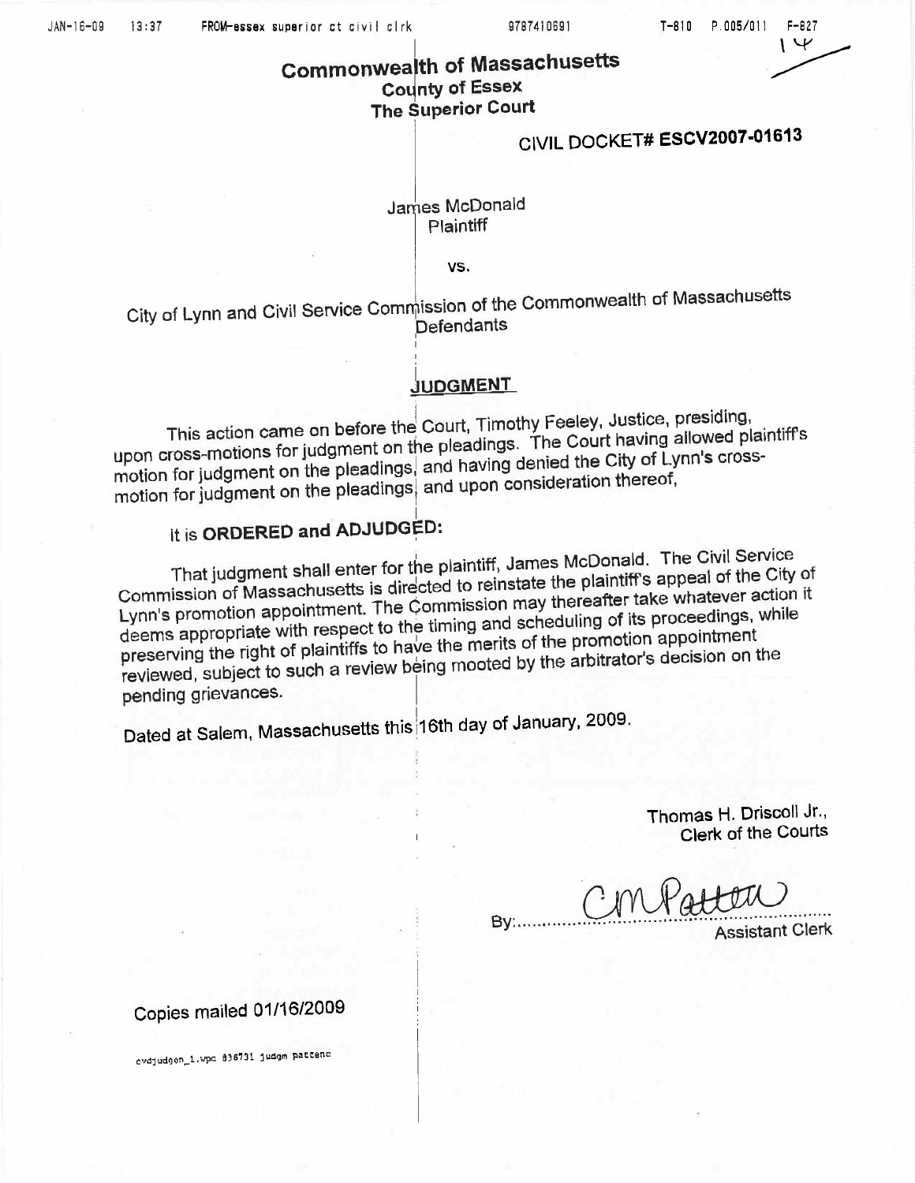# Commonwealth of Massachusetts
## County of Essex
## The Superior Court

## CIVIL DOCKET# ESCV2007-01613

James McDonald
Plaintiff

vs.

City of Lynn and Civil Service Commission of the Commonwealth of Massachusetts
Defendants

## JUDGMENT

This action came on before the Court, Timothy Feeley, Justice, presiding, upon cross-motions for judgment on the pleadings. The Court having allowed plaintiff's motion for judgment on the pleadings, and having denied the City of Lynn's cross-motion for judgment on the pleadings, and upon consideration thereof,

It is **ORDERED and ADJUDGED:**

That judgment shall enter for the plaintiff, James McDonald. The Civil Service Commission of Massachusetts is directed to reinstate the plaintiff's appeal of the City of Lynn's promotion appointment. The Commission may thereafter take whatever action it deems appropriate with respect to the timing and scheduling of its proceedings, while preserving the right of plaintiffs to have the merits of the promotion appointment reviewed, subject to such a review being mooted by the arbitrator's decision on the pending grievances.

Dated at Salem, Massachusetts this 16th day of January, 2009.

Thomas H. Driscoll Jr.,
Clerk of the Courts

By: CM Patten
Assistant Clerk

Copies mailed 01/16/2009

cvdjudgon_1.wpd 836731 judgm pattenc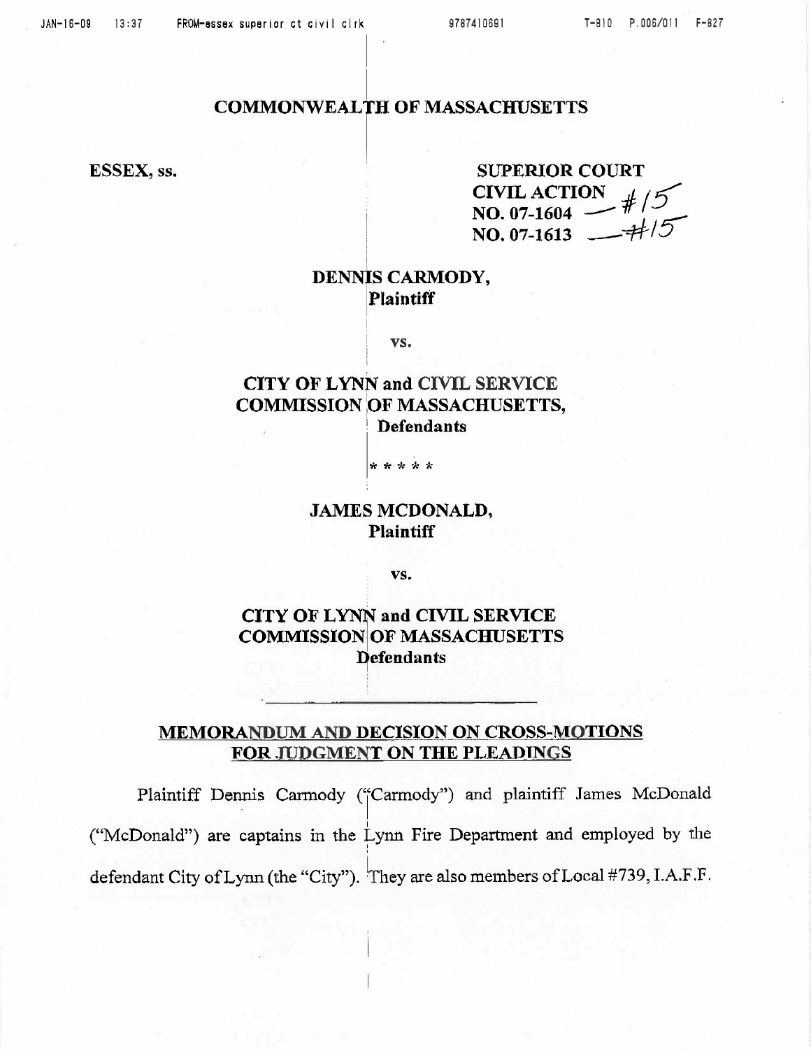# COMMONWEALTH OF MASSACHUSETTS

**ESSEX, ss.**

**SUPERIOR COURT**
**CIVIL ACTION**
**NO. 07-1604** — #15
**NO. 07-1613** — #15

**DENNIS CARMODY,**
**Plaintiff**

**vs.**

**CITY OF LYNN and CIVIL SERVICE COMMISSION OF MASSACHUSETTS,**
**Defendants**

\* \* \* \* \*

**JAMES MCDONALD,**
**Plaintiff**

**vs.**

**CITY OF LYNN and CIVIL SERVICE COMMISSION OF MASSACHUSETTS**
**Defendants**

---

## MEMORANDUM AND DECISION ON CROSS-MOTIONS FOR JUDGMENT ON THE PLEADINGS

Plaintiff Dennis Carmody ("Carmody") and plaintiff James McDonald ("McDonald") are captains in the Lynn Fire Department and employed by the defendant City of Lynn (the "City"). They are also members of Local #739, I.A.F.F.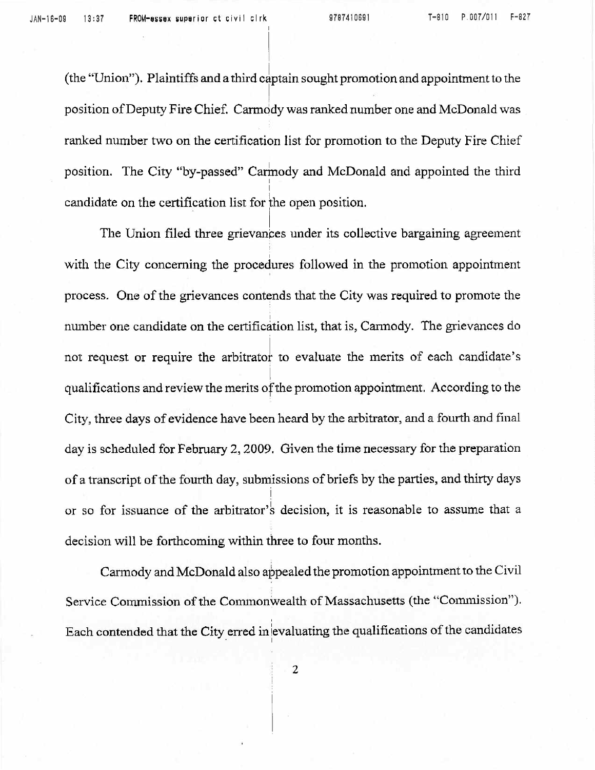(the "Union"). Plaintiffs and a third captain sought promotion and appointment to the position of Deputy Fire Chief. Carmody was ranked number one and McDonald was ranked number two on the certification list for promotion to the Deputy Fire Chief position. The City "by-passed" Carmody and McDonald and appointed the third candidate on the certification list for the open position.

The Union filed three grievances under its collective bargaining agreement with the City concerning the procedures followed in the promotion appointment process. One of the grievances contends that the City was required to promote the number one candidate on the certification list, that is, Carmody. The grievances do not request or require the arbitrator to evaluate the merits of each candidate's qualifications and review the merits of the promotion appointment. According to the City, three days of evidence have been heard by the arbitrator, and a fourth and final day is scheduled for February 2, 2009. Given the time necessary for the preparation of a transcript of the fourth day, submissions of briefs by the parties, and thirty days or so for issuance of the arbitrator's decision, it is reasonable to assume that a decision will be forthcoming within three to four months.

Carmody and McDonald also appealed the promotion appointment to the Civil Service Commission of the Commonwealth of Massachusetts (the "Commission"). Each contended that the City erred in evaluating the qualifications of the candidates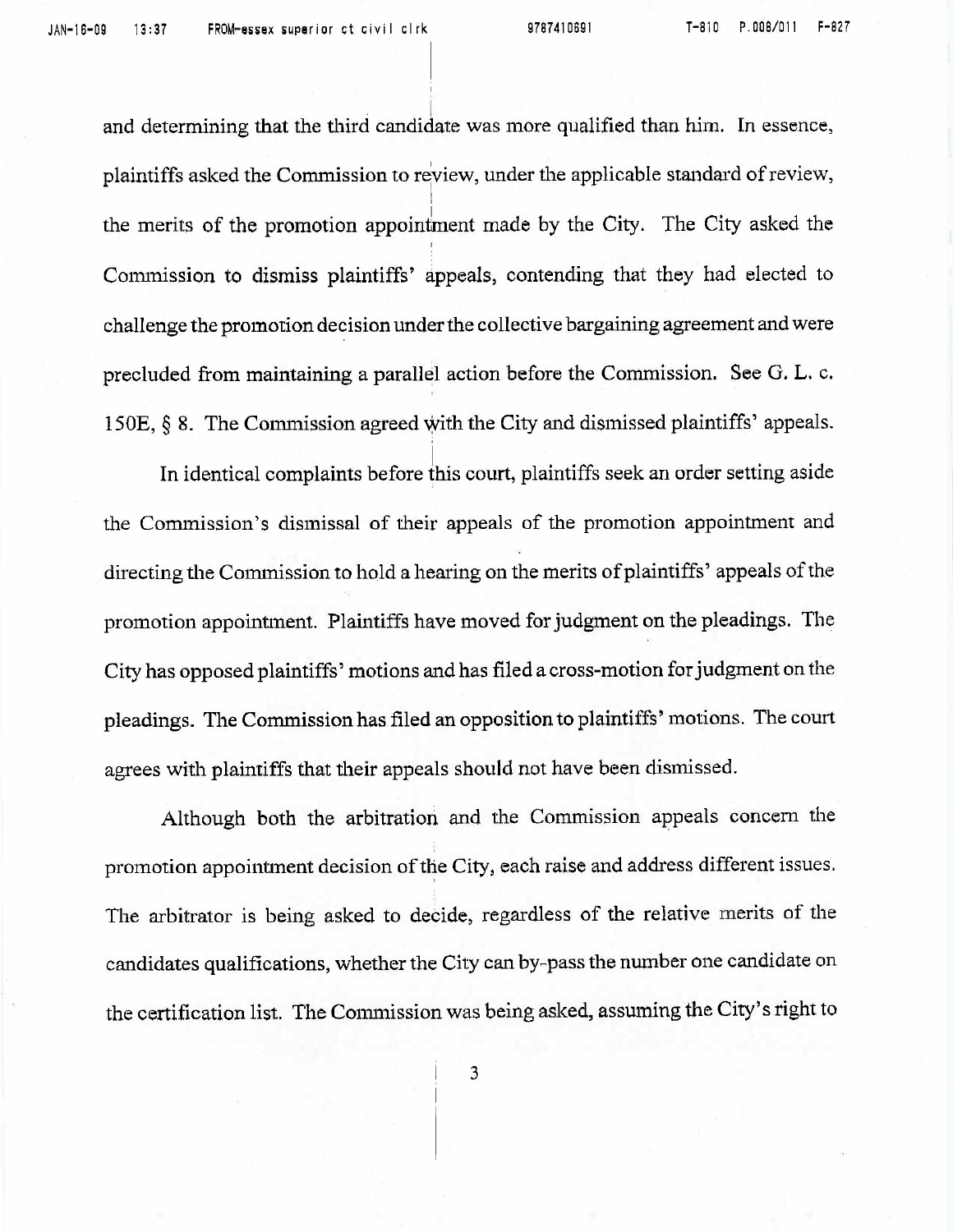and determining that the third candidate was more qualified than him. In essence, plaintiffs asked the Commission to review, under the applicable standard of review, the merits of the promotion appointment made by the City. The City asked the Commission to dismiss plaintiffs' appeals, contending that they had elected to challenge the promotion decision under the collective bargaining agreement and were precluded from maintaining a parallel action before the Commission. See G. L. c. 150E, § 8. The Commission agreed with the City and dismissed plaintiffs' appeals.

In identical complaints before this court, plaintiffs seek an order setting aside the Commission's dismissal of their appeals of the promotion appointment and directing the Commission to hold a hearing on the merits of plaintiffs' appeals of the promotion appointment. Plaintiffs have moved for judgment on the pleadings. The City has opposed plaintiffs' motions and has filed a cross-motion for judgment on the pleadings. The Commission has filed an opposition to plaintiffs' motions. The court agrees with plaintiffs that their appeals should not have been dismissed.

Although both the arbitration and the Commission appeals concern the promotion appointment decision of the City, each raise and address different issues. The arbitrator is being asked to decide, regardless of the relative merits of the candidates qualifications, whether the City can by-pass the number one candidate on the certification list. The Commission was being asked, assuming the City's right to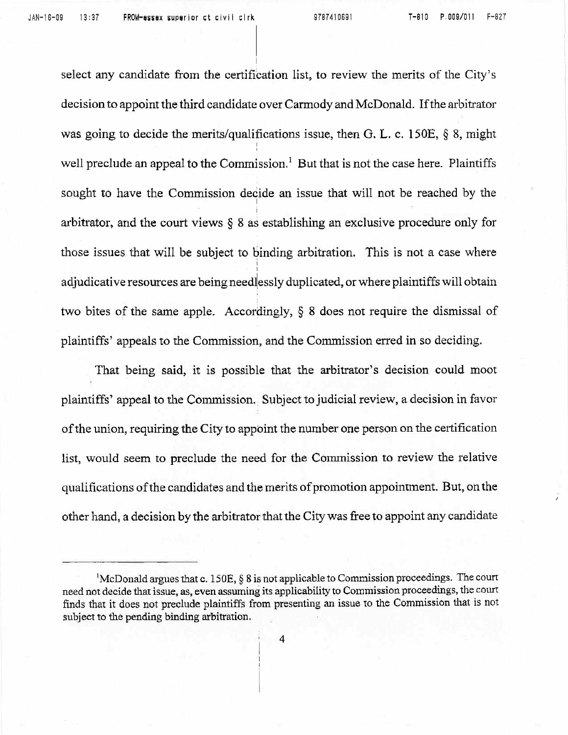select any candidate from the certification list, to review the merits of the City's decision to appoint the third candidate over Carmody and McDonald. If the arbitrator was going to decide the merits/qualifications issue, then G. L. c. 150E, § 8, might well preclude an appeal to the Commission.[1] But that is not the case here. Plaintiffs sought to have the Commission decide an issue that will not be reached by the arbitrator, and the court views § 8 as establishing an exclusive procedure only for those issues that will be subject to binding arbitration. This is not a case where adjudicative resources are being needlessly duplicated, or where plaintiffs will obtain two bites of the same apple. Accordingly, § 8 does not require the dismissal of plaintiffs' appeals to the Commission, and the Commission erred in so deciding.

That being said, it is possible that the arbitrator's decision could moot plaintiffs' appeal to the Commission. Subject to judicial review, a decision in favor of the union, requiring the City to appoint the number one person on the certification list, would seem to preclude the need for the Commission to review the relative qualifications of the candidates and the merits of promotion appointment. But, on the other hand, a decision by the arbitrator that the City was free to appoint any candidate

[1] McDonald argues that c. 150E, § 8 is not applicable to Commission proceedings. The court need not decide that issue, as, even assuming its applicability to Commission proceedings, the court finds that it does not preclude plaintiffs from presenting an issue to the Commission that is not subject to the pending binding arbitration.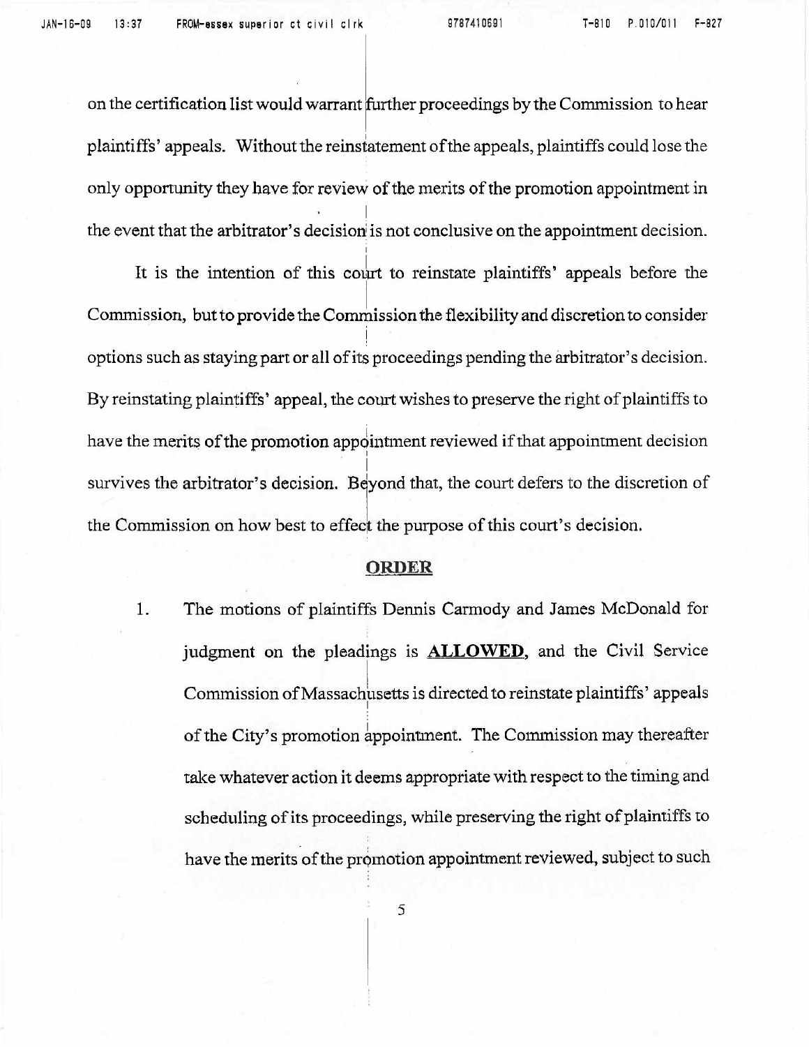on the certification list would warrant further proceedings by the Commission to hear plaintiffs' appeals. Without the reinstatement of the appeals, plaintiffs could lose the only opportunity they have for review of the merits of the promotion appointment in the event that the arbitrator's decision is not conclusive on the appointment decision.

It is the intention of this court to reinstate plaintiffs' appeals before the Commission, but to provide the Commission the flexibility and discretion to consider options such as staying part or all of its proceedings pending the arbitrator's decision. By reinstating plaintiffs' appeal, the court wishes to preserve the right of plaintiffs to have the merits of the promotion appointment reviewed if that appointment decision survives the arbitrator's decision. Beyond that, the court defers to the discretion of the Commission on how best to effect the purpose of this court's decision.

## ORDER

1. The motions of plaintiffs Dennis Carmody and James McDonald for judgment on the pleadings is **ALLOWED**, and the Civil Service Commission of Massachusetts is directed to reinstate plaintiffs' appeals of the City's promotion appointment. The Commission may thereafter take whatever action it deems appropriate with respect to the timing and scheduling of its proceedings, while preserving the right of plaintiffs to have the merits of the promotion appointment reviewed, subject to such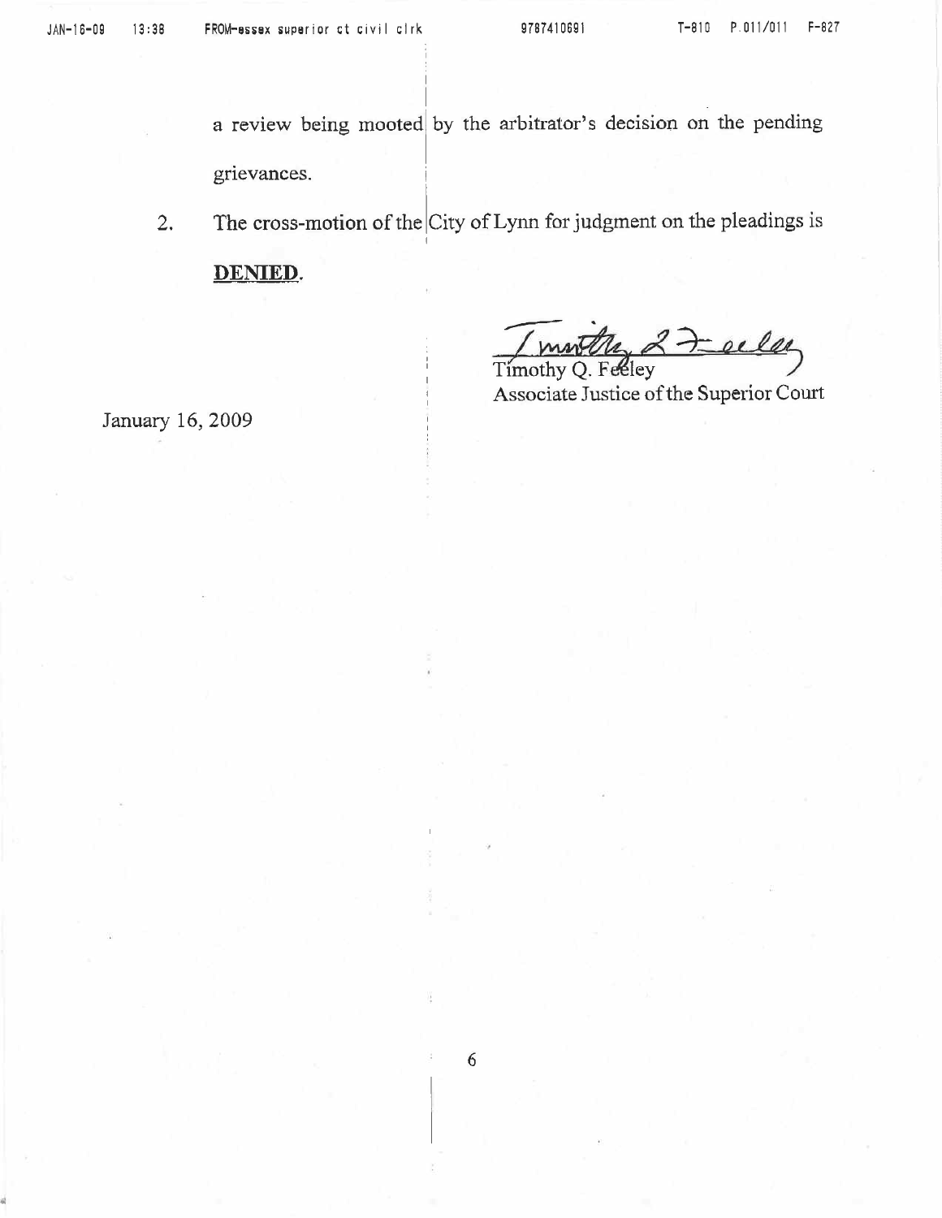a review being mooted by the arbitrator's decision on the pending grievances.

2. The cross-motion of the City of Lynn for judgment on the pleadings is **DENIED**.

Timothy Q. Feeley
Associate Justice of the Superior Court

January 16, 2009